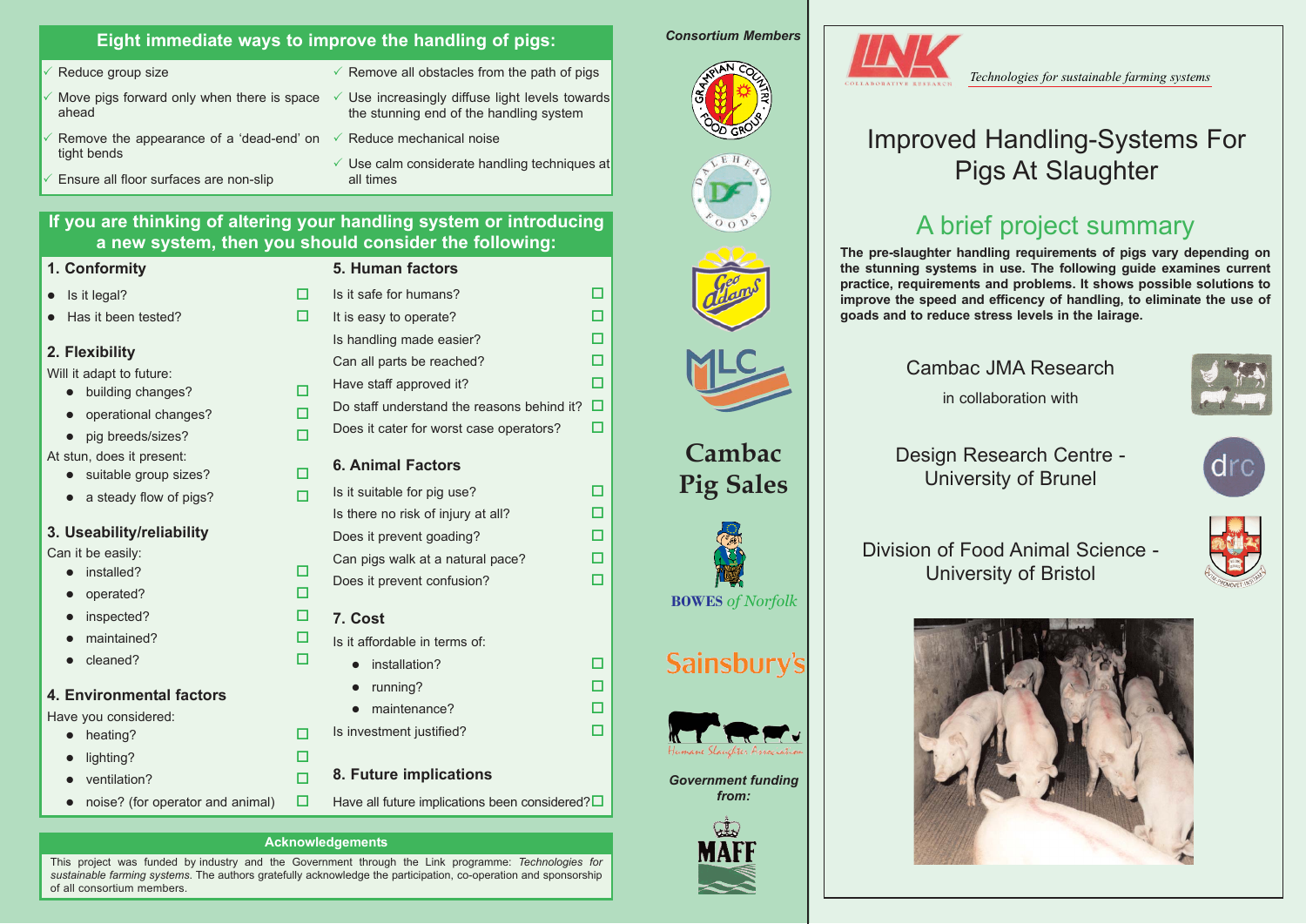## Eight immediate ways to improve the handling of pigs:

- ✓ Reduce group size
- ✓ Move pigs forward only when there is space ahead
- ✓ Remove the appearance of a 'dead-end' on tight bends
- ✓ Ensure all floor surfaces are non-slip
- ✓ Remove all obstacles from the path of pigs
- ✓ Use increasingly diffuse light levels towards the stunning end of the handling system
- ✓ Reduce mechanical noise
- ✓ Use calm considerate handling techniques at all times

## If you are thinking of altering your handling system or introducing a new system, then you should consider the following:

### 1. Conformity

- Is it legal? ☐
- Has it been tested? ☐

### 2. Flexibility

Will it adapt to future:

- building changes? ☐
- operational changes? ☐
- pig breeds/sizes? ☐

At stun, does it present:

- suitable group sizes? ☐
- a steady flow of pigs? ☐

### 3. Useability/reliability

Can it be easily:

- installed? ☐
- operated? ☐
- inspected? ☐
- maintained? ☐
- cleaned? ☐

### 4. Environmental factors

Have you considered:

- heating? ☐
- lighting? ☐
- ventilation? ☐
- noise? (for operator and animal) ☐

### 5. Human factors

Is it safe for humans? ☐
It is easy to operate? ☐
Is handling made easier? ☐
Can all parts be reached? ☐
Have staff approved it? ☐
Do staff understand the reasons behind it? ☐
Does it cater for worst case operators? ☐

### 6. Animal Factors

Is it suitable for pig use? ☐
Is there no risk of injury at all? ☐
Does it prevent goading? ☐
Can pigs walk at a natural pace? ☐
Does it prevent confusion? ☐

### 7. Cost

Is it affordable in terms of:

- installation? ☐
- running? ☐
- maintenance? ☐

Is investment justified? ☐

### 8. Future implications

Have all future implications been considered? ☐

### Acknowledgements

This project was funded by industry and the Government through the Link programme: *Technologies for sustainable farming systems*. The authors gratefully acknowledge the participation, co-operation and sponsorship of all consortium members.

***Consortium Members***

Grampian Country Food Group

Dalehead Foods

Geo Adams

MLC

**Cambac Pig Sales**

BOWES *of Norfolk*

Sainsbury's

Humane Slaughter Association

***Government funding from:***

MAFF

LINK Collaborative Research

*Technologies for sustainable farming systems*

# Improved Handling-Systems For Pigs At Slaughter

## A brief project summary

**The pre-slaughter handling requirements of pigs vary depending on the stunning systems in use. The following guide examines current practice, requirements and problems. It shows possible solutions to improve the speed and efficency of handling, to eliminate the use of goads and to reduce stress levels in the lairage.**

Cambac JMA Research

in collaboration with

Design Research Centre - University of Brunel

Division of Food Animal Science - University of Bristol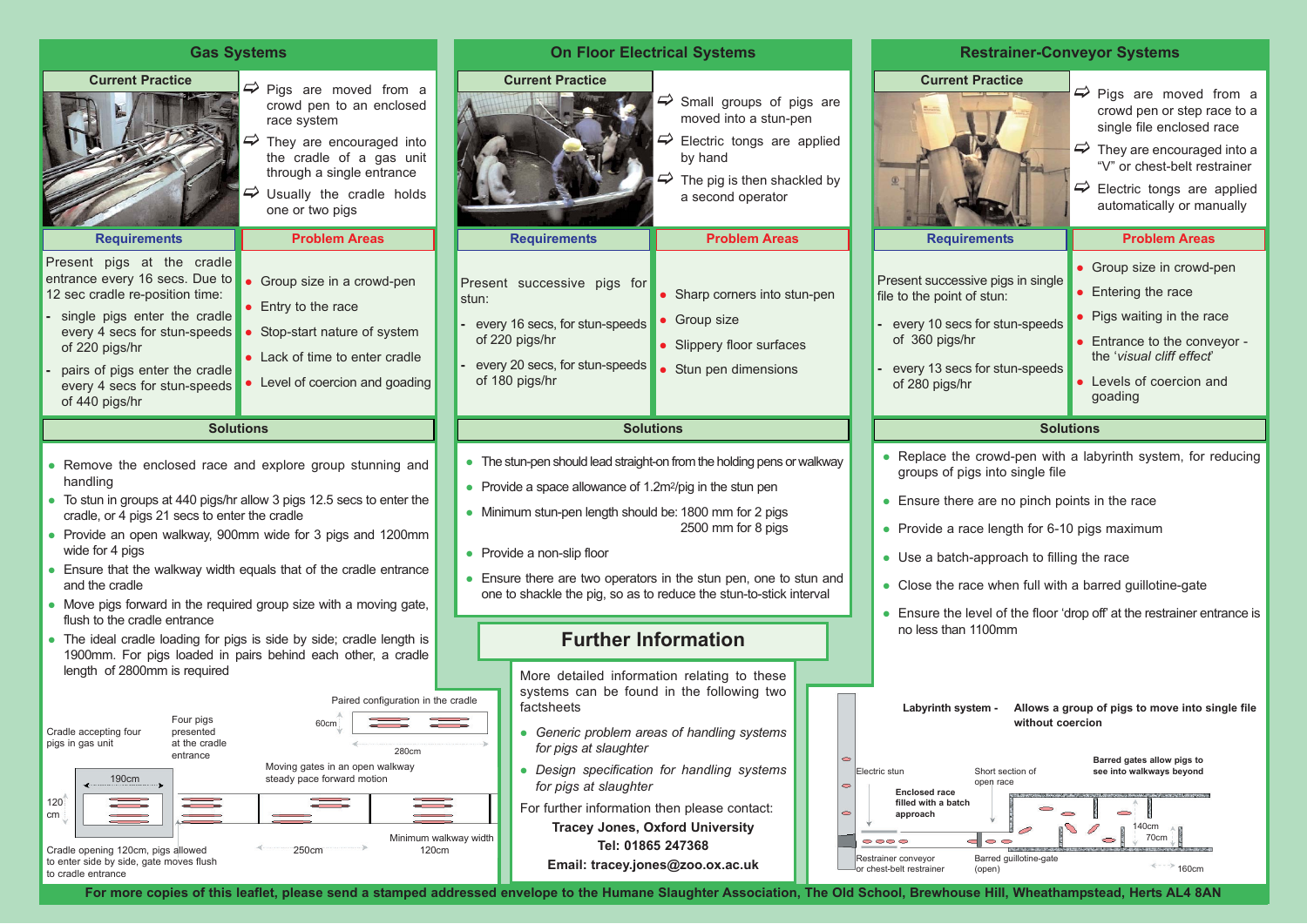## Gas Systems

### Current Practice

- Pigs are moved from a crowd pen to an enclosed race system
- They are encouraged into the cradle of a gas unit through a single entrance
- Usually the cradle holds one or two pigs

### Requirements

Present pigs at the cradle entrance every 16 secs. Due to 12 sec cradle re-position time:

- single pigs enter the cradle every 4 secs for stun-speeds of 220 pigs/hr
- pairs of pigs enter the cradle every 4 secs for stun-speeds of 440 pigs/hr

### Problem Areas

- Group size in a crowd-pen
- Entry to the race
- Stop-start nature of system
- Lack of time to enter cradle
- Level of coercion and goading

### Solutions

- Remove the enclosed race and explore group stunning and handling
- To stun in groups at 440 pigs/hr allow 3 pigs 12.5 secs to enter the cradle, or 4 pigs 21 secs to enter the cradle
- Provide an open walkway, 900mm wide for 3 pigs and 1200mm wide for 4 pigs
- Ensure that the walkway width equals that of the cradle entrance and the cradle
- Move pigs forward in the required group size with a moving gate, flush to the cradle entrance
- The ideal cradle loading for pigs is side by side; cradle length is 1900mm. For pigs loaded in pairs behind each other, a cradle length of 2800mm is required

Paired configuration in the cradle
60cm
280cm
Cradle accepting four pigs in gas unit
Four pigs presented at the cradle entrance
Moving gates in an open walkway steady pace forward motion
190cm
120 cm
Cradle opening 120cm, pigs allowed to enter side by side, gate moves flush to cradle entrance
250cm
Minimum walkway width 120cm

## On Floor Electrical Systems

### Current Practice

- Small groups of pigs are moved into a stun-pen
- Electric tongs are applied by hand
- The pig is then shackled by a second operator

### Requirements

Present successive pigs for stun:

- every 16 secs, for stun-speeds of 220 pigs/hr
- every 20 secs, for stun-speeds of 180 pigs/hr

### Problem Areas

- Sharp corners into stun-pen
- Group size
- Slippery floor surfaces
- Stun pen dimensions

### Solutions

- The stun-pen should lead straight-on from the holding pens or walkway
- Provide a space allowance of 1.2m²/pig in the stun pen
- Minimum stun-pen length should be: 1800 mm for 2 pigs; 2500 mm for 8 pigs
- Provide a non-slip floor
- Ensure there are two operators in the stun pen, one to stun and one to shackle the pig, so as to reduce the stun-to-stick interval

## Further Information

More detailed information relating to these systems can be found in the following two factsheets

- *Generic problem areas of handling systems for pigs at slaughter*
- *Design specification for handling systems for pigs at slaughter*

For further information then please contact:

**Tracey Jones, Oxford University**
**Tel: 01865 247368**
**Email: tracey.jones@zoo.ox.ac.uk**

## Restrainer-Conveyor Systems

### Current Practice

- Pigs are moved from a crowd pen or step race to a single file enclosed race
- They are encouraged into a "V" or chest-belt restrainer
- Electric tongs are applied automatically or manually

### Requirements

Present successive pigs in single file to the point of stun:

- every 10 secs for stun-speeds of 360 pigs/hr
- every 13 secs for stun-speeds of 280 pigs/hr

### Problem Areas

- Group size in crowd-pen
- Entering the race
- Pigs waiting in the race
- Entrance to the conveyor - the '*visual cliff effect*'
- Levels of coercion and goading

### Solutions

- Replace the crowd-pen with a labyrinth system, for reducing groups of pigs into single file
- Ensure there are no pinch points in the race
- Provide a race length for 6-10 pigs maximum
- Use a batch-approach to filling the race
- Close the race when full with a barred guillotine-gate
- Ensure the level of the floor 'drop off' at the restrainer entrance is no less than 1100mm

**Labyrinth system - Allows a group of pigs to move into single file without coercion**

Electric stun
Short section of open race
Barred gates allow pigs to see into walkways beyond
Enclosed race filled with a batch approach
140cm
70cm
Restrainer conveyor or chest-belt restrainer
Barred guillotine-gate (open)
160cm

For more copies of this leaflet, please send a stamped addressed envelope to the Humane Slaughter Association, The Old School, Brewhouse Hill, Wheathampstead, Herts AL4 8AN